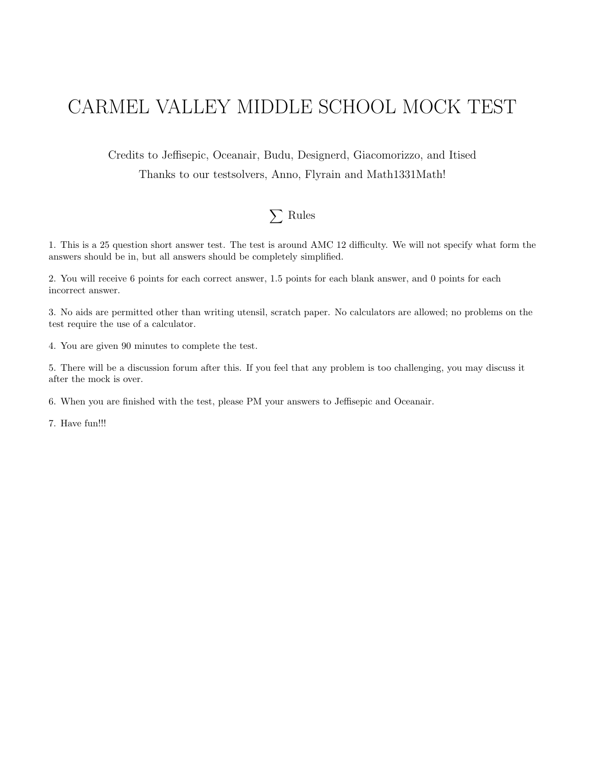# CARMEL VALLEY MIDDLE SCHOOL MOCK TEST

Credits to Jeffisepic, Oceanair, Budu, Designerd, Giacomorizzo, and Itised

Thanks to our testsolvers, Anno, Flyrain and Math1331Math!

## $\sum$ Rules

1. This is a 25 question short answer test. The test is around AMC 12 difficulty. We will not specify what form the answers should be in, but all answers should be completely simplified.

2. You will receive 6 points for each correct answer, 1.5 points for each blank answer, and 0 points for each incorrect answer.

3. No aids are permitted other than writing utensil, scratch paper. No calculators are allowed; no problems on the test require the use of a calculator.

4. You are given 90 minutes to complete the test.

5. There will be a discussion forum after this. If you feel that any problem is too challenging, you may discuss it after the mock is over.

6. When you are finished with the test, please PM your answers to Jeffisepic and Oceanair.

7. Have fun!!!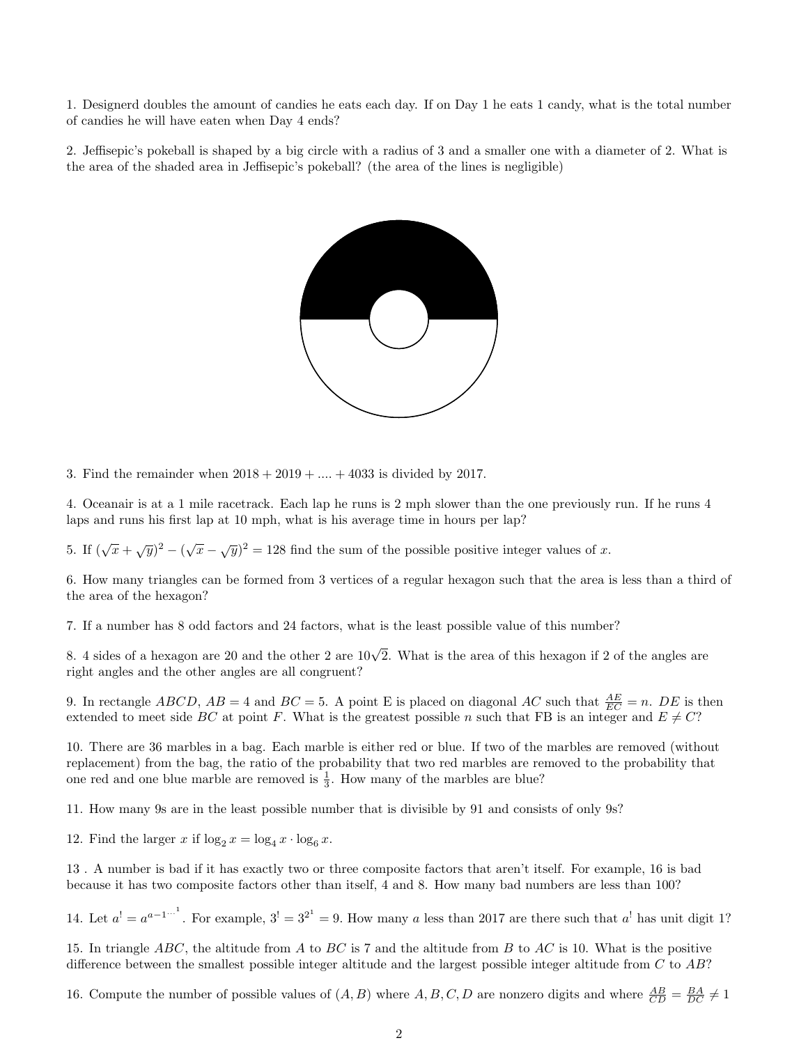1. Designerd doubles the amount of candies he eats each day. If on Day 1 he eats 1 candy, what is the total number of candies he will have eaten when Day 4 ends?

2. Jeffisepic's pokeball is shaped by a big circle with a radius of 3 and a smaller one with a diameter of 2. What is the area of the shaded area in Jeffisepic's pokeball? (the area of the lines is negligible)

3. Find the remainder when $2018 + 2019 + .... + 4033$ is divided by 2017.

4. Oceanair is at a 1 mile racetrack. Each lap he runs is 2 mph slower than the one previously run. If he runs 4 laps and runs his first lap at 10 mph, what is his average time in hours per lap?

5. If $(\sqrt{x} + \sqrt{y})^2 - (\sqrt{x} - \sqrt{y})^2 = 128$ find the sum of the possible positive integer values of $x$.

6. How many triangles can be formed from 3 vertices of a regular hexagon such that the area is less than a third of the area of the hexagon?

7. If a number has 8 odd factors and 24 factors, what is the least possible value of this number?

8. 4 sides of a hexagon are 20 and the other 2 are $10\sqrt{2}$. What is the area of this hexagon if 2 of the angles are right angles and the other angles are all congruent?

9. In rectangle $ABCD$, $AB = 4$ and $BC = 5$. A point E is placed on diagonal $AC$ such that $\frac{AE}{EC} = n$. $DE$ is then extended to meet side $BC$ at point $F$. What is the greatest possible $n$ such that FB is an integer and $E \neq C$?

10. There are 36 marbles in a bag. Each marble is either red or blue. If two of the marbles are removed (without replacement) from the bag, the ratio of the probability that two red marbles are removed to the probability that one red and one blue marble are removed is $\frac{1}{3}$. How many of the marbles are blue?

11. How many 9s are in the least possible number that is divisible by 91 and consists of only 9s?

12. Find the larger $x$ if $\log_2 x = \log_4 x \cdot \log_6 x$.

13 . A number is bad if it has exactly two or three composite factors that aren't itself. For example, 16 is bad because it has two composite factors other than itself, 4 and 8. How many bad numbers are less than 100?

14. Let $a^! = a^{a-1^{\cdots^{1}}}$. For example, $3^! = 3^{2^1} = 9$. How many $a$ less than 2017 are there such that $a^!$ has unit digit 1?

15. In triangle $ABC$, the altitude from $A$ to $BC$ is 7 and the altitude from $B$ to $AC$ is 10. What is the positive difference between the smallest possible integer altitude and the largest possible integer altitude from $C$ to $AB$?

16. Compute the number of possible values of $(A, B)$ where $A, B, C, D$ are nonzero digits and where $\frac{AB}{CD} = \frac{BA}{DC} \neq 1$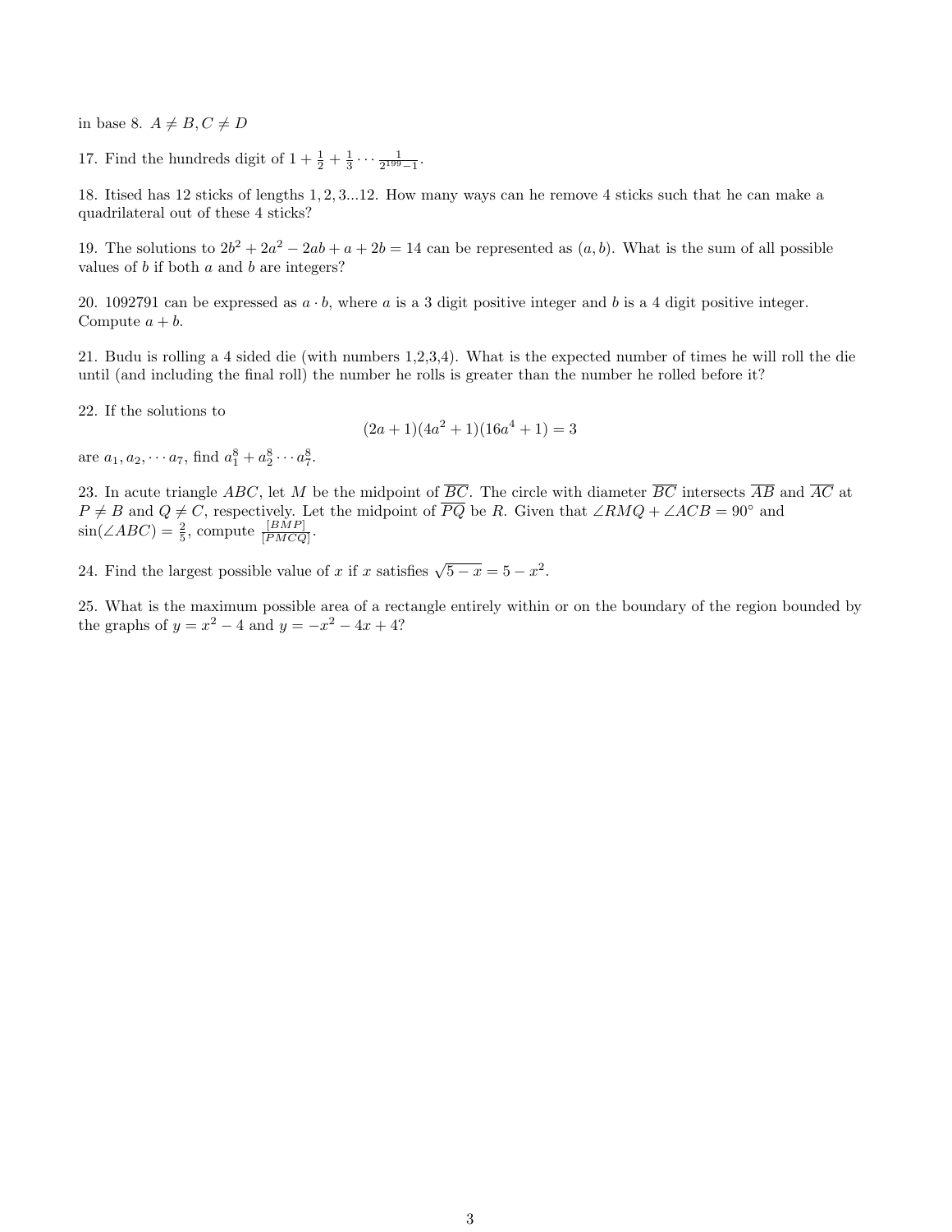in base 8. $A \neq B, C \neq D$

17. Find the hundreds digit of $1 + \frac{1}{2} + \frac{1}{3} \cdots \frac{1}{2^{199}-1}$.

18. Itised has 12 sticks of lengths $1, 2, 3 \ldots 12$. How many ways can he remove 4 sticks such that he can make a quadrilateral out of these 4 sticks?

19. The solutions to $2b^2 + 2a^2 - 2ab + a + 2b = 14$ can be represented as $(a, b)$. What is the sum of all possible values of $b$ if both $a$ and $b$ are integers?

20. 1092791 can be expressed as $a \cdot b$, where $a$ is a 3 digit positive integer and $b$ is a 4 digit positive integer. Compute $a + b$.

21. Budu is rolling a 4 sided die (with numbers 1,2,3,4). What is the expected number of times he will roll the die until (and including the final roll) the number he rolls is greater than the number he rolled before it?

22. If the solutions to

$$(2a + 1)(4a^2 + 1)(16a^4 + 1) = 3$$

are $a_1, a_2, \cdots a_7$, find $a_1^8 + a_2^8 \cdots a_7^8$.

23. In acute triangle $ABC$, let $M$ be the midpoint of $\overline{BC}$. The circle with diameter $\overline{BC}$ intersects $\overline{AB}$ and $\overline{AC}$ at $P \neq B$ and $Q \neq C$, respectively. Let the midpoint of $\overline{PQ}$ be $R$. Given that $\angle RMQ + \angle ACB = 90^\circ$ and $\sin(\angle ABC) = \frac{2}{5}$, compute $\frac{[BMP]}{[PMCQ]}$.

24. Find the largest possible value of $x$ if $x$ satisfies $\sqrt{5 - x} = 5 - x^2$.

25. What is the maximum possible area of a rectangle entirely within or on the boundary of the region bounded by the graphs of $y = x^2 - 4$ and $y = -x^2 - 4x + 4$?